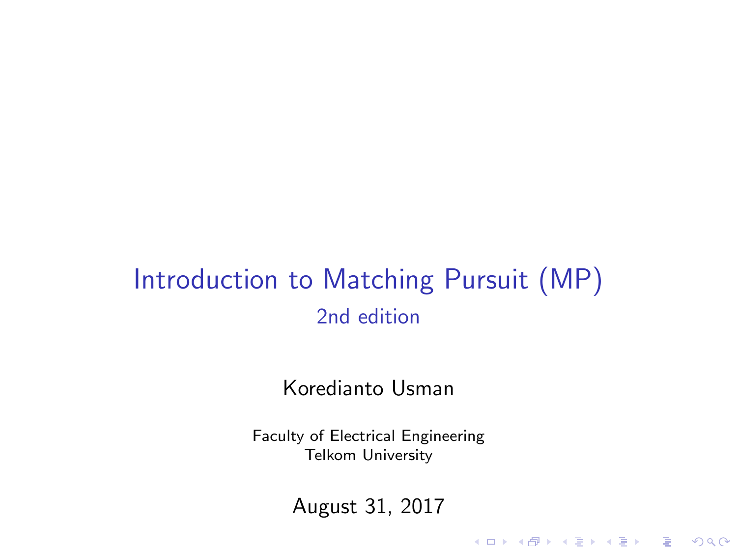# Introduction to Matching Pursuit (MP)

## 2nd edition

Koredianto Usman

Faculty of Electrical Engineering
Telkom University

August 31, 2017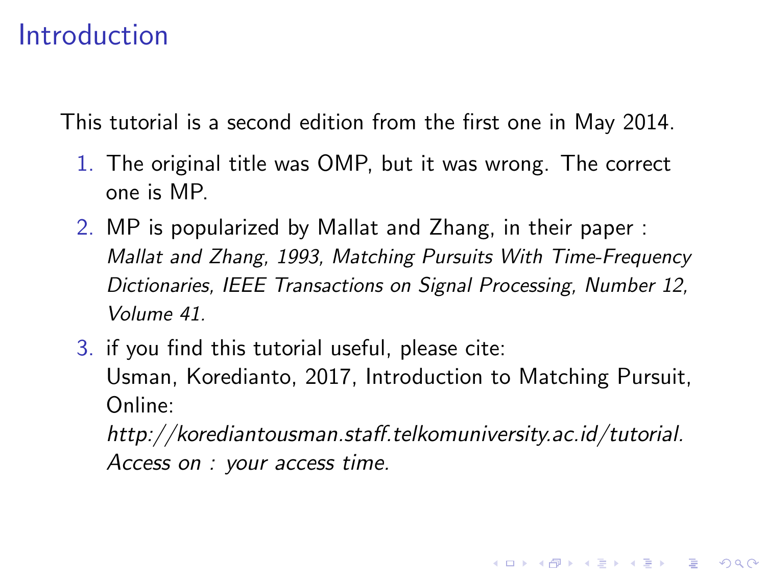# Introduction

This tutorial is a second edition from the first one in May 2014.

1. The original title was OMP, but it was wrong. The correct one is MP.
2. MP is popularized by Mallat and Zhang, in their paper : *Mallat and Zhang, 1993, Matching Pursuits With Time-Frequency Dictionaries, IEEE Transactions on Signal Processing, Number 12, Volume 41.*
3. if you find this tutorial useful, please cite:
   Usman, Koredianto, 2017, Introduction to Matching Pursuit, Online:
   *http://korediantousman.staff.telkomuniversity.ac.id/tutorial. Access on : your access time.*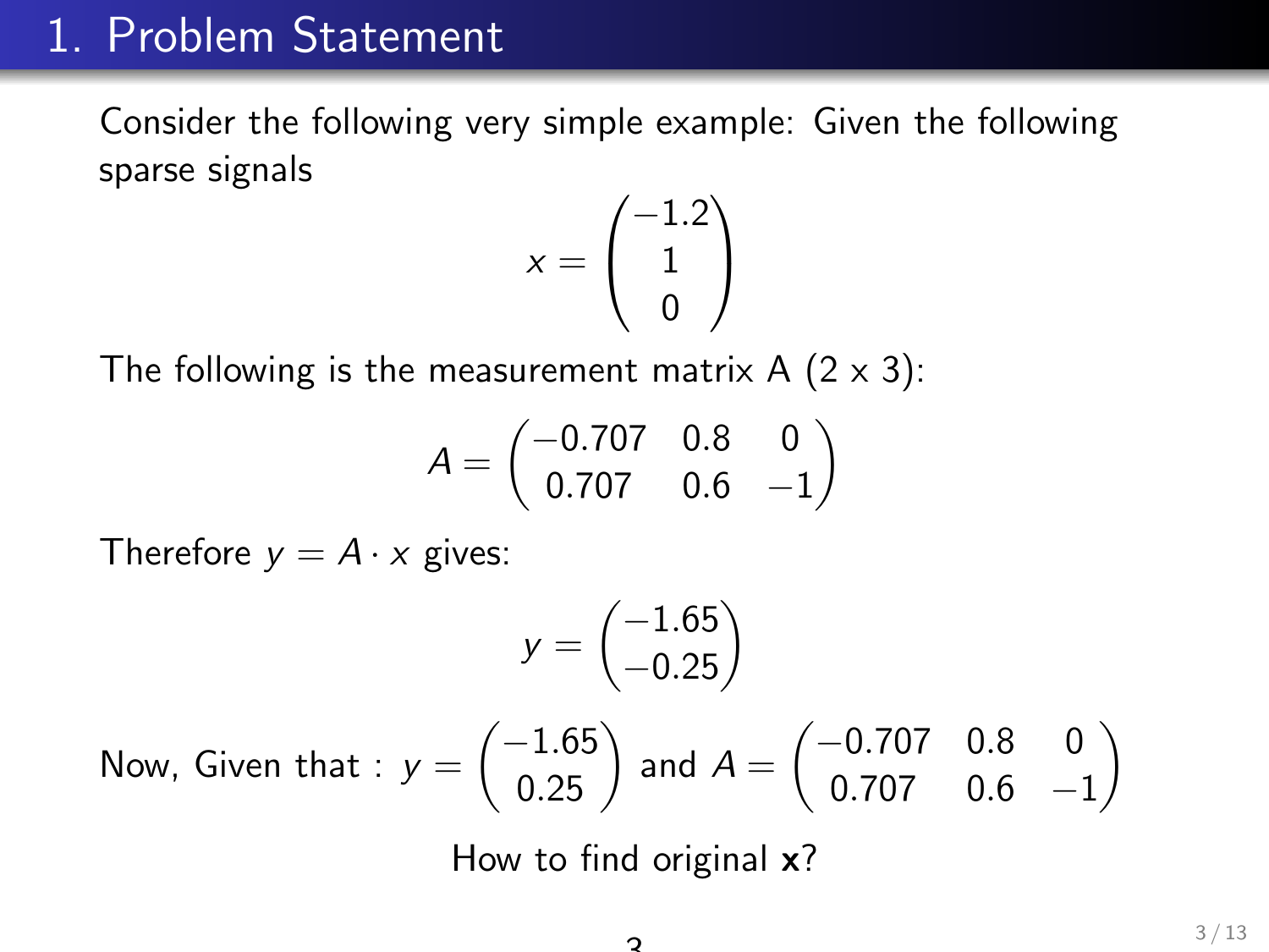# 1. Problem Statement

Consider the following very simple example: Given the following sparse signals

$$x = \begin{pmatrix} -1.2 \\ 1 \\ 0 \end{pmatrix}$$

The following is the measurement matrix A (2 x 3):

$$A = \begin{pmatrix} -0.707 & 0.8 & 0 \\ 0.707 & 0.6 & -1 \end{pmatrix}$$

Therefore $y = A \cdot x$ gives:

$$y = \begin{pmatrix} -1.65 \\ -0.25 \end{pmatrix}$$

Now, Given that : $y = \begin{pmatrix} -1.65 \\ 0.25 \end{pmatrix}$ and $A = \begin{pmatrix} -0.707 & 0.8 & 0 \\ 0.707 & 0.6 & -1 \end{pmatrix}$

How to find original **x**?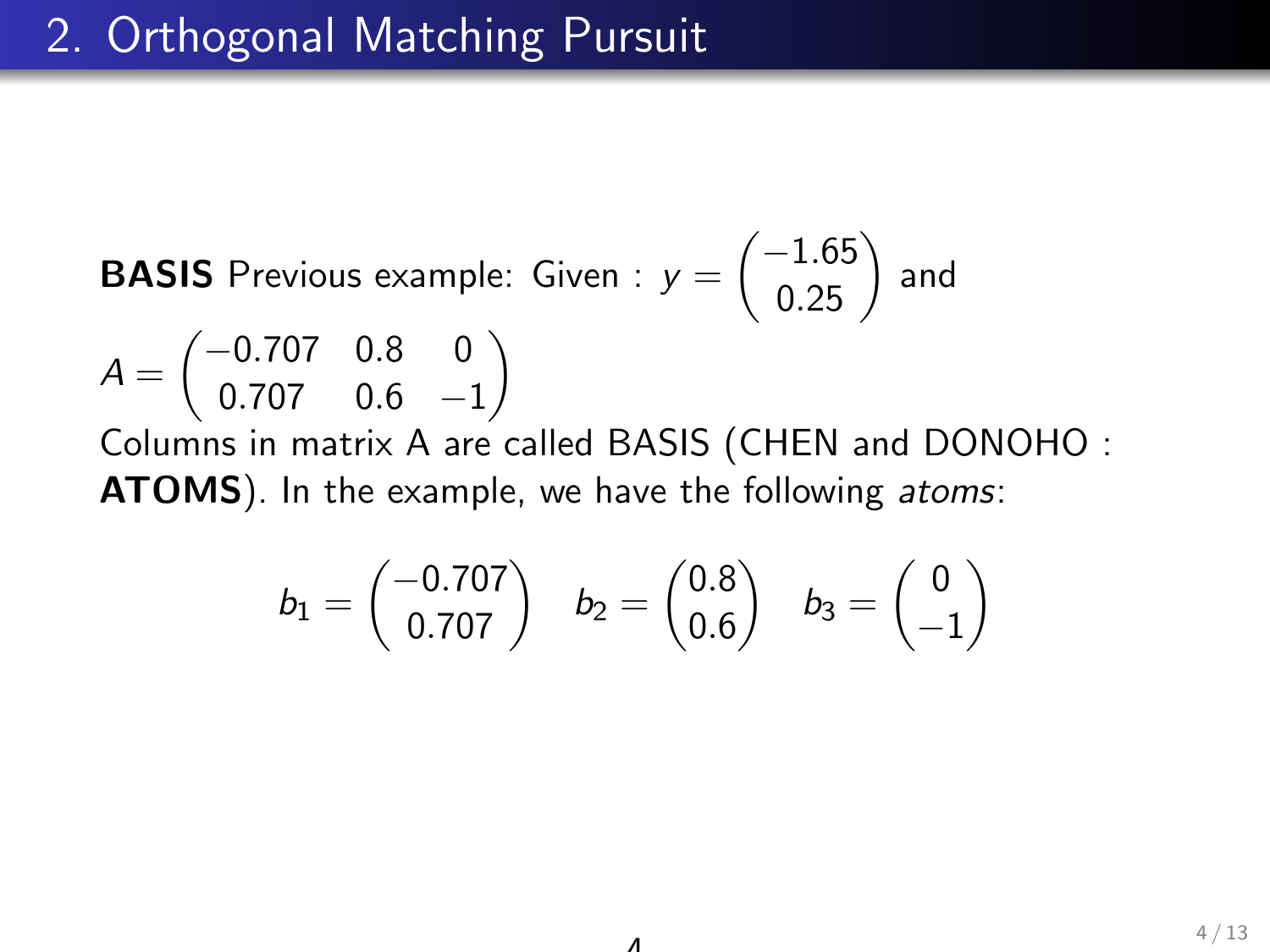## 2. Orthogonal Matching Pursuit

**BASIS** Previous example: Given : $y = \begin{pmatrix} -1.65 \\ 0.25 \end{pmatrix}$ and

$A = \begin{pmatrix} -0.707 & 0.8 & 0 \\ 0.707 & 0.6 & -1 \end{pmatrix}$

Columns in matrix A are called BASIS (CHEN and DONOHO : **ATOMS**). In the example, we have the following *atoms*:

$$b_1 = \begin{pmatrix} -0.707 \\ 0.707 \end{pmatrix} \quad b_2 = \begin{pmatrix} 0.8 \\ 0.6 \end{pmatrix} \quad b_3 = \begin{pmatrix} 0 \\ -1 \end{pmatrix}$$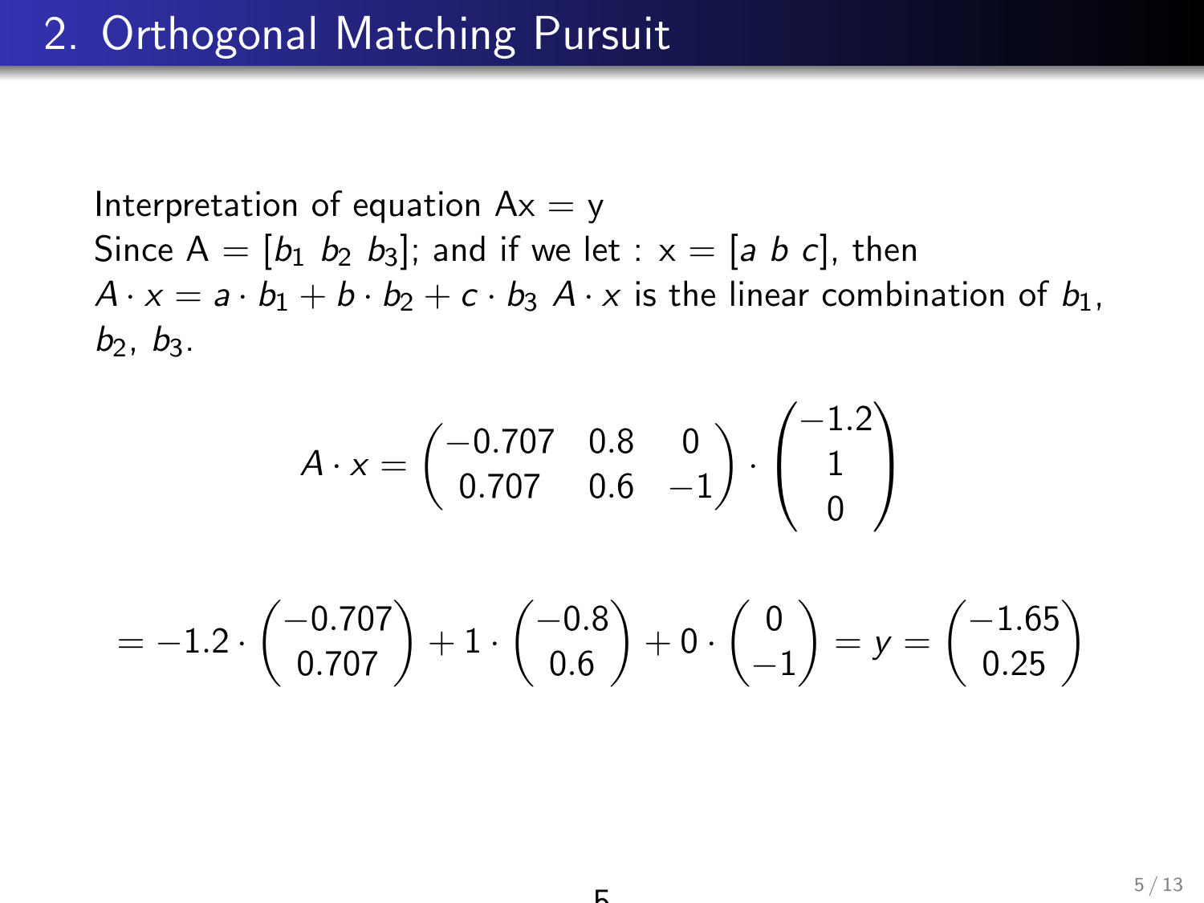## 2. Orthogonal Matching Pursuit

Interpretation of equation Ax = y
Since A = [$b_1$ $b_2$ $b_3$]; and if we let : x = [$a$ $b$ $c$], then
$A \cdot x = a \cdot b_1 + b \cdot b_2 + c \cdot b_3$ $A \cdot x$ is the linear combination of $b_1$, $b_2$, $b_3$.

$$A \cdot x = \begin{pmatrix} -0.707 & 0.8 & 0 \\ 0.707 & 0.6 & -1 \end{pmatrix} \cdot \begin{pmatrix} -1.2 \\ 1 \\ 0 \end{pmatrix}$$

$$= -1.2 \cdot \begin{pmatrix} -0.707 \\ 0.707 \end{pmatrix} + 1 \cdot \begin{pmatrix} -0.8 \\ 0.6 \end{pmatrix} + 0 \cdot \begin{pmatrix} 0 \\ -1 \end{pmatrix} = y = \begin{pmatrix} -1.65 \\ 0.25 \end{pmatrix}$$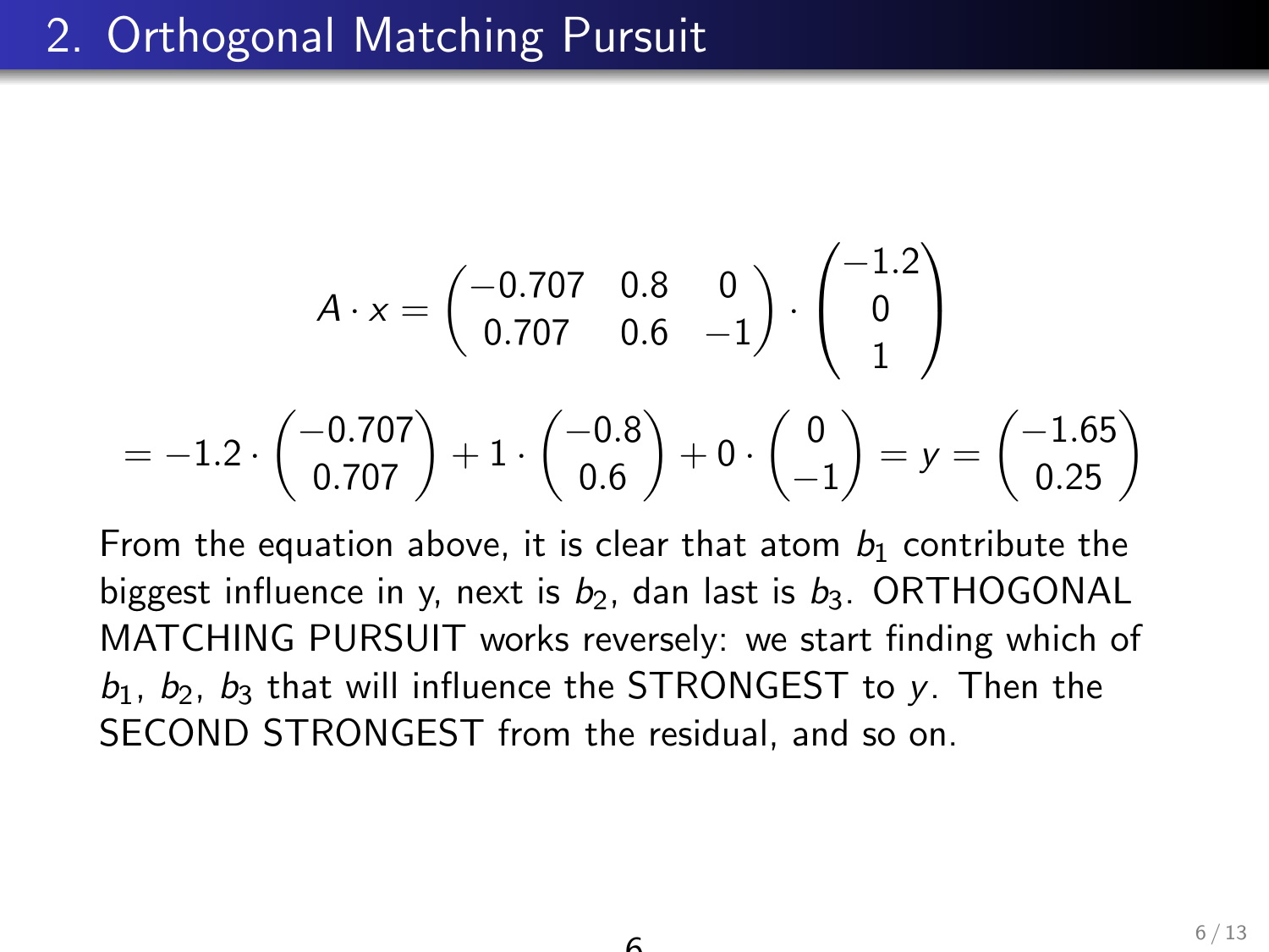## 2. Orthogonal Matching Pursuit

$$A \cdot x = \begin{pmatrix} -0.707 & 0.8 & 0 \\ 0.707 & 0.6 & -1 \end{pmatrix} \cdot \begin{pmatrix} -1.2 \\ 0 \\ 1 \end{pmatrix}$$

$$= -1.2 \cdot \begin{pmatrix} -0.707 \\ 0.707 \end{pmatrix} + 1 \cdot \begin{pmatrix} -0.8 \\ 0.6 \end{pmatrix} + 0 \cdot \begin{pmatrix} 0 \\ -1 \end{pmatrix} = y = \begin{pmatrix} -1.65 \\ 0.25 \end{pmatrix}$$

From the equation above, it is clear that atom $b_1$ contribute the biggest influence in y, next is $b_2$, dan last is $b_3$. ORTHOGONAL MATCHING PURSUIT works reversely: we start finding which of $b_1$, $b_2$, $b_3$ that will influence the STRONGEST to $y$. Then the SECOND STRONGEST from the residual, and so on.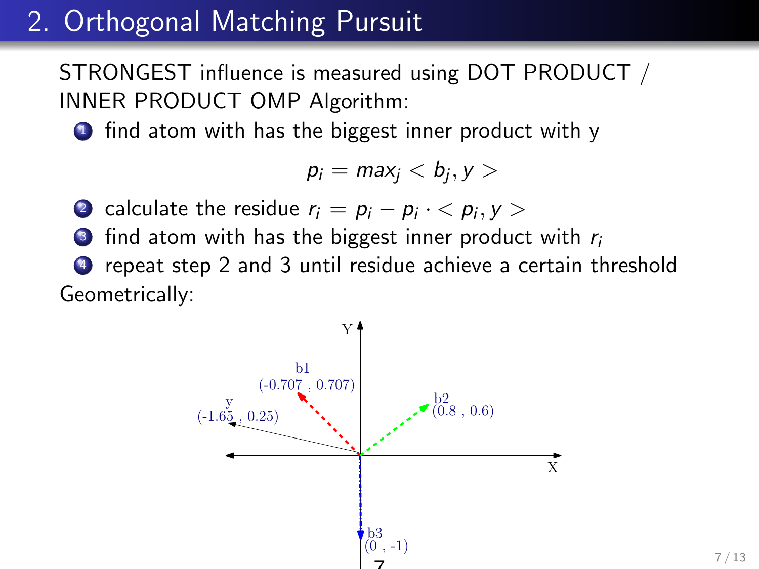# 2. Orthogonal Matching Pursuit

STRONGEST influence is measured using DOT PRODUCT / INNER PRODUCT OMP Algorithm:

1. find atom with has the biggest inner product with y

$$p_i = max_j < b_j, y >$$

2. calculate the residue $r_i = p_i - p_i \cdot < p_i, y >$
3. find atom with has the biggest inner product with $r_i$
4. repeat step 2 and 3 until residue achieve a certain threshold

Geometrically: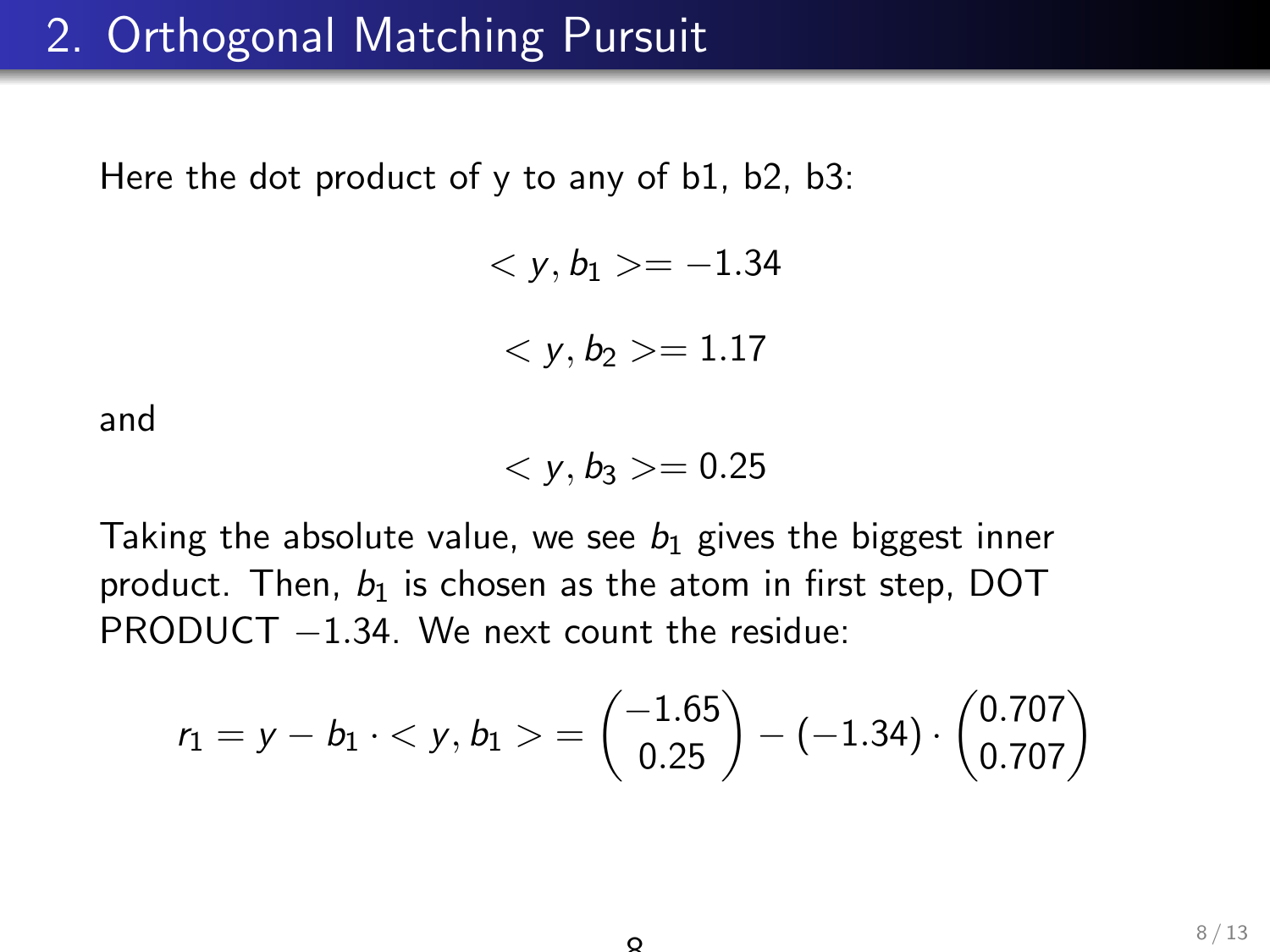## 2. Orthogonal Matching Pursuit

Here the dot product of y to any of b1, b2, b3:

$$< y, b_1 >= -1.34$$

$$< y, b_2 >= 1.17$$

and

$$< y, b_3 >= 0.25$$

Taking the absolute value, we see $b_1$ gives the biggest inner product. Then, $b_1$ is chosen as the atom in first step, DOT PRODUCT $-1.34$. We next count the residue:

$$r_1 = y - b_1 \cdot < y, b_1 > = \begin{pmatrix} -1.65 \\ 0.25 \end{pmatrix} - (-1.34) \cdot \begin{pmatrix} 0.707 \\ 0.707 \end{pmatrix}$$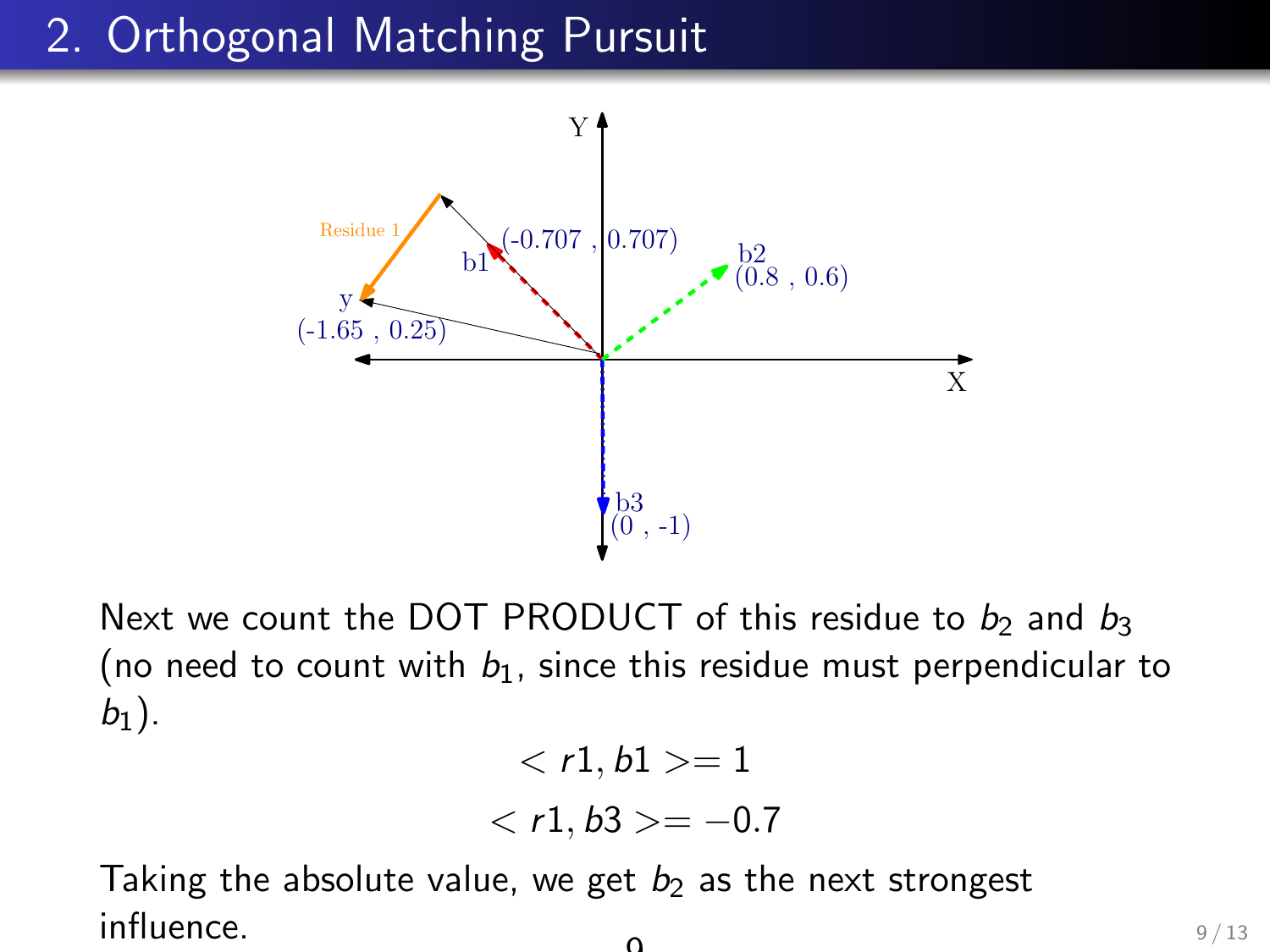## 2. Orthogonal Matching Pursuit

Next we count the DOT PRODUCT of this residue to $b_2$ and $b_3$ (no need to count with $b_1$, since this residue must perpendicular to $b_1$).

$$< r1, b1 >= 1$$

$$< r1, b3 >= -0.7$$

Taking the absolute value, we get $b_2$ as the next strongest influence.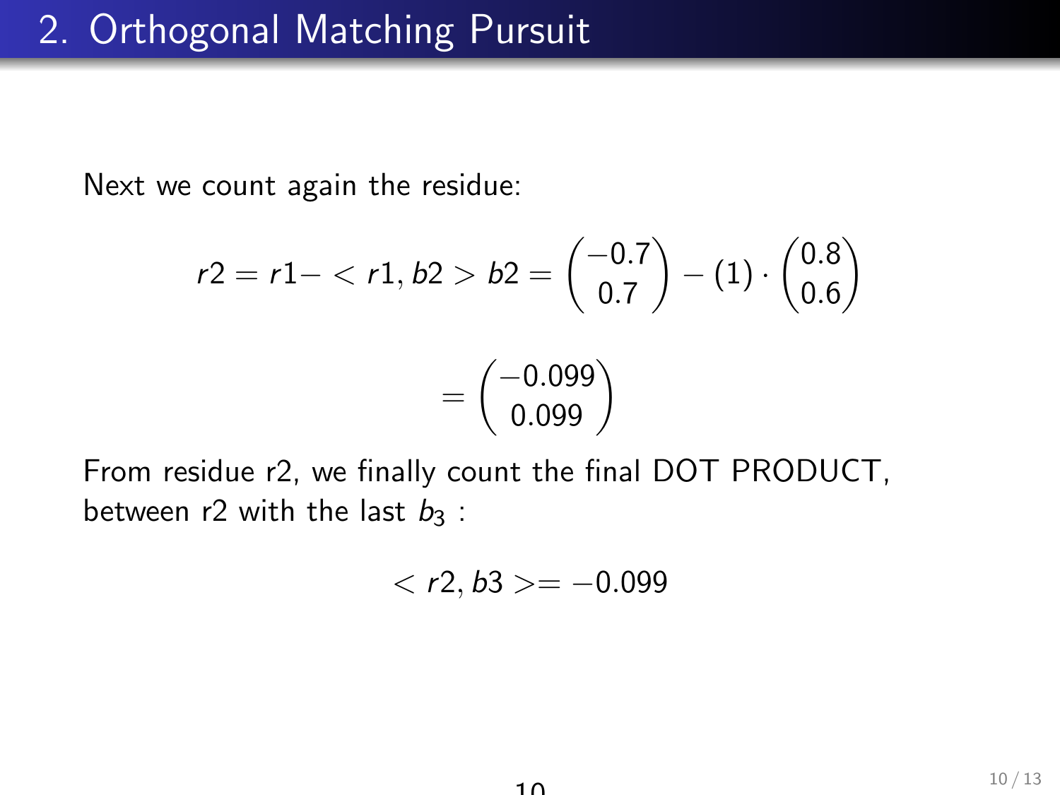## 2. Orthogonal Matching Pursuit

Next we count again the residue:

$$r2 = r1 - < r1, b2 > b2 = \begin{pmatrix} -0.7 \\ 0.7 \end{pmatrix} - (1) \cdot \begin{pmatrix} 0.8 \\ 0.6 \end{pmatrix}$$

$$= \begin{pmatrix} -0.099 \\ 0.099 \end{pmatrix}$$

From residue r2, we finally count the final DOT PRODUCT, between r2 with the last $b_3$ :

$$< r2, b3 >= -0.099$$